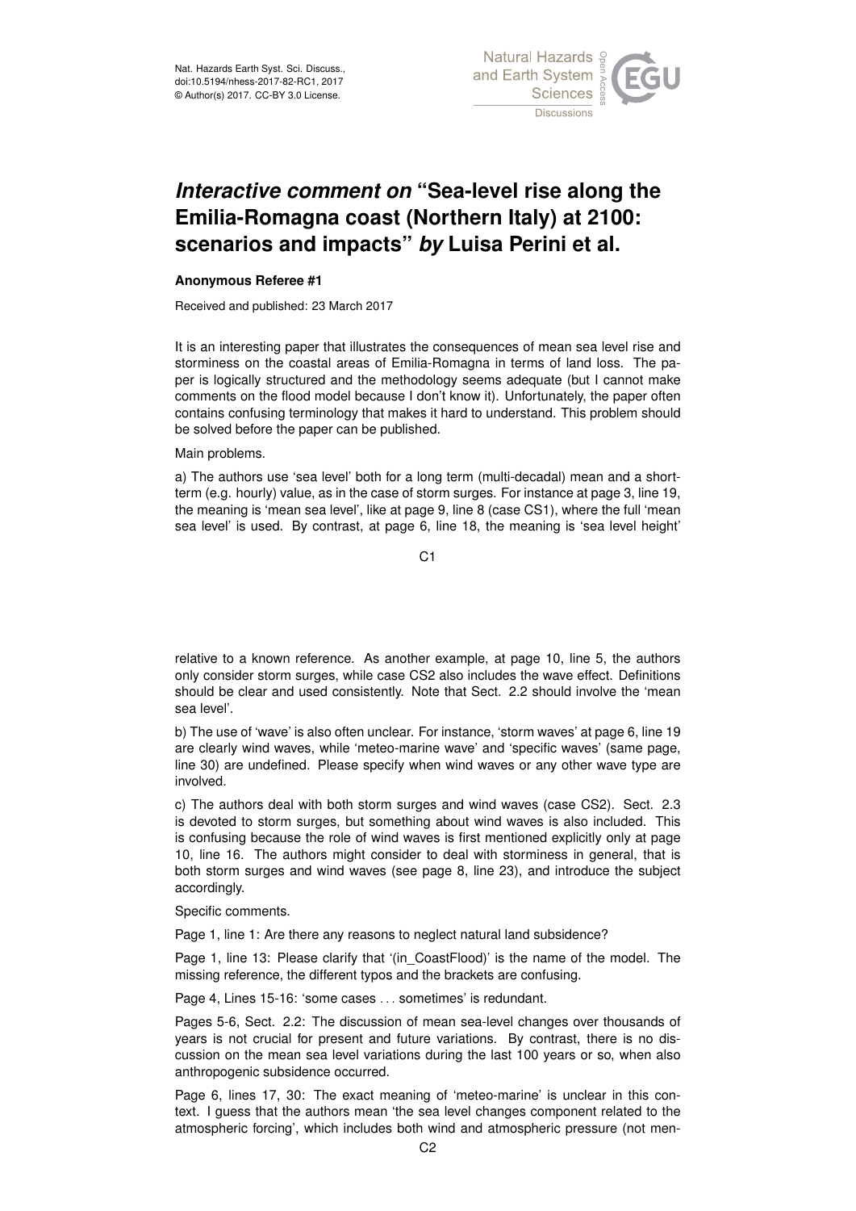# *Interactive comment on* "Sea-level rise along the Emilia-Romagna coast (Northern Italy) at 2100: scenarios and impacts" *by* Luisa Perini et al.

**Anonymous Referee #1**

Received and published: 23 March 2017

It is an interesting paper that illustrates the consequences of mean sea level rise and storminess on the coastal areas of Emilia-Romagna in terms of land loss. The paper is logically structured and the methodology seems adequate (but I cannot make comments on the flood model because I don't know it). Unfortunately, the paper often contains confusing terminology that makes it hard to understand. This problem should be solved before the paper can be published.

Main problems.

a) The authors use 'sea level' both for a long term (multi-decadal) mean and a short-term (e.g. hourly) value, as in the case of storm surges. For instance at page 3, line 19, the meaning is 'mean sea level', like at page 9, line 8 (case CS1), where the full 'mean sea level' is used. By contrast, at page 6, line 18, the meaning is 'sea level height' relative to a known reference. As another example, at page 10, line 5, the authors only consider storm surges, while case CS2 also includes the wave effect. Definitions should be clear and used consistently. Note that Sect. 2.2 should involve the 'mean sea level'.

b) The use of 'wave' is also often unclear. For instance, 'storm waves' at page 6, line 19 are clearly wind waves, while 'meteo-marine wave' and 'specific waves' (same page, line 30) are undefined. Please specify when wind waves or any other wave type are involved.

c) The authors deal with both storm surges and wind waves (case CS2). Sect. 2.3 is devoted to storm surges, but something about wind waves is also included. This is confusing because the role of wind waves is first mentioned explicitly only at page 10, line 16. The authors might consider to deal with storminess in general, that is both storm surges and wind waves (see page 8, line 23), and introduce the subject accordingly.

Specific comments.

Page 1, line 1: Are there any reasons to neglect natural land subsidence?

Page 1, line 13: Please clarify that '(in_CoastFlood)' is the name of the model. The missing reference, the different typos and the brackets are confusing.

Page 4, Lines 15-16: 'some cases ... sometimes' is redundant.

Pages 5-6, Sect. 2.2: The discussion of mean sea-level changes over thousands of years is not crucial for present and future variations. By contrast, there is no discussion on the mean sea level variations during the last 100 years or so, when also anthropogenic subsidence occurred.

Page 6, lines 17, 30: The exact meaning of 'meteo-marine' is unclear in this context. I guess that the authors mean 'the sea level changes component related to the atmospheric forcing', which includes both wind and atmospheric pressure (not men-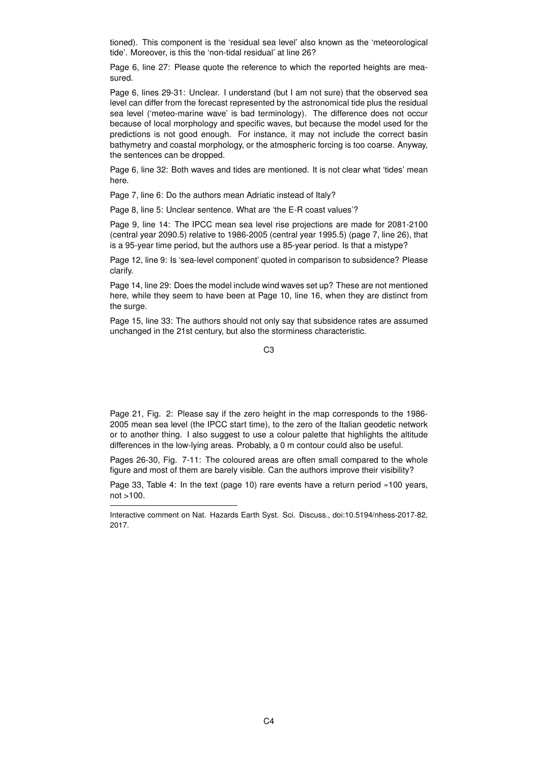tioned). This component is the 'residual sea level' also known as the 'meteorological tide'. Moreover, is this the 'non-tidal residual' at line 26?

Page 6, line 27: Please quote the reference to which the reported heights are measured.

Page 6, lines 29-31: Unclear. I understand (but I am not sure) that the observed sea level can differ from the forecast represented by the astronomical tide plus the residual sea level ('meteo-marine wave' is bad terminology). The difference does not occur because of local morphology and specific waves, but because the model used for the predictions is not good enough. For instance, it may not include the correct basin bathymetry and coastal morphology, or the atmospheric forcing is too coarse. Anyway, the sentences can be dropped.

Page 6, line 32: Both waves and tides are mentioned. It is not clear what 'tides' mean here.

Page 7, line 6: Do the authors mean Adriatic instead of Italy?

Page 8, line 5: Unclear sentence. What are 'the E-R coast values'?

Page 9, line 14: The IPCC mean sea level rise projections are made for 2081-2100 (central year 2090.5) relative to 1986-2005 (central year 1995.5) (page 7, line 26), that is a 95-year time period, but the authors use a 85-year period. Is that a mistype?

Page 12, line 9: Is 'sea-level component' quoted in comparison to subsidence? Please clarify.

Page 14, line 29: Does the model include wind waves set up? These are not mentioned here, while they seem to have been at Page 10, line 16, when they are distinct from the surge.

Page 15, line 33: The authors should not only say that subsidence rates are assumed unchanged in the 21st century, but also the storminess characteristic.

Page 21, Fig. 2: Please say if the zero height in the map corresponds to the 1986-2005 mean sea level (the IPCC start time), to the zero of the Italian geodetic network or to another thing. I also suggest to use a colour palette that highlights the altitude differences in the low-lying areas. Probably, a 0 m contour could also be useful.

Pages 26-30, Fig. 7-11: The coloured areas are often small compared to the whole figure and most of them are barely visible. Can the authors improve their visibility?

Page 33, Table 4: In the text (page 10) rare events have a return period »100 years, not >100.

---

Interactive comment on Nat. Hazards Earth Syst. Sci. Discuss., doi:10.5194/nhess-2017-82, 2017.